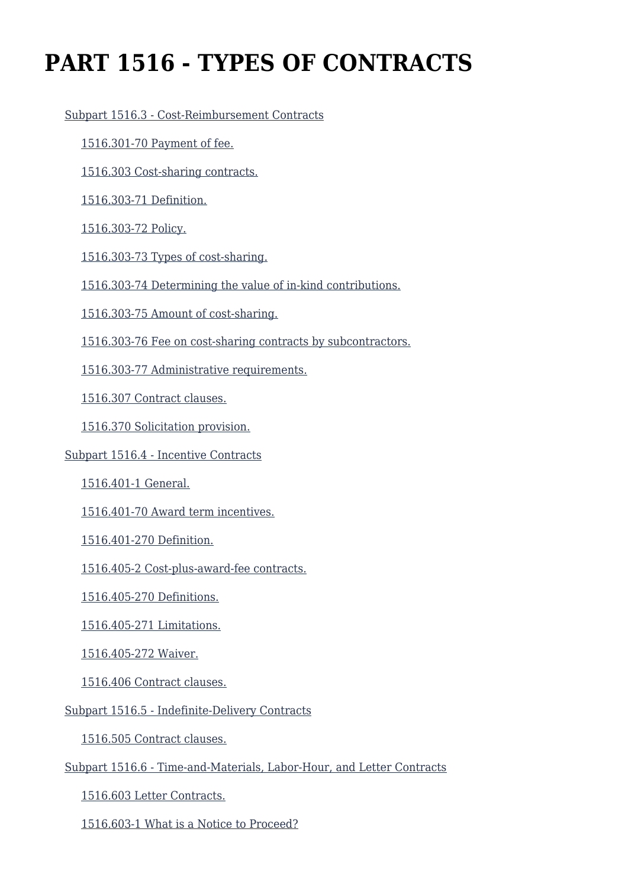# PART 1516 - TYPES OF CONTRACTS

- Subpart 1516.3 - Cost-Reimbursement Contracts
  - 1516.301-70 Payment of fee.
  - 1516.303 Cost-sharing contracts.
  - 1516.303-71 Definition.
  - 1516.303-72 Policy.
  - 1516.303-73 Types of cost-sharing.
  - 1516.303-74 Determining the value of in-kind contributions.
  - 1516.303-75 Amount of cost-sharing.
  - 1516.303-76 Fee on cost-sharing contracts by subcontractors.
  - 1516.303-77 Administrative requirements.
  - 1516.307 Contract clauses.
  - 1516.370 Solicitation provision.
- Subpart 1516.4 - Incentive Contracts
  - 1516.401-1 General.
  - 1516.401-70 Award term incentives.
  - 1516.401-270 Definition.
  - 1516.405-2 Cost-plus-award-fee contracts.
  - 1516.405-270 Definitions.
  - 1516.405-271 Limitations.
  - 1516.405-272 Waiver.
  - 1516.406 Contract clauses.
- Subpart 1516.5 - Indefinite-Delivery Contracts
  - 1516.505 Contract clauses.
- Subpart 1516.6 - Time-and-Materials, Labor-Hour, and Letter Contracts
  - 1516.603 Letter Contracts.
  - 1516.603-1 What is a Notice to Proceed?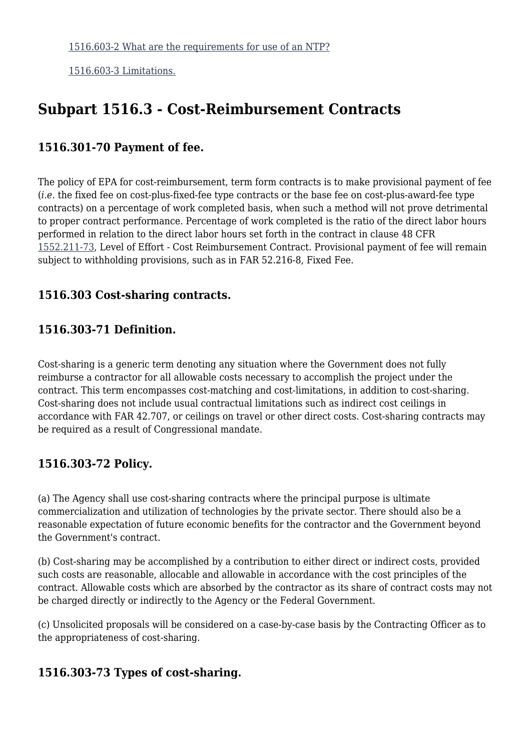[1516.603-2 What are the requirements for use of an NTP?]

[1516.603-3 Limitations.]

## Subpart 1516.3 - Cost-Reimbursement Contracts

### 1516.301-70 Payment of fee.

The policy of EPA for cost-reimbursement, term form contracts is to make provisional payment of fee (*i.e.* the fixed fee on cost-plus-fixed-fee type contracts or the base fee on cost-plus-award-fee type contracts) on a percentage of work completed basis, when such a method will not prove detrimental to proper contract performance. Percentage of work completed is the ratio of the direct labor hours performed in relation to the direct labor hours set forth in the contract in clause 48 CFR 1552.211-73, Level of Effort - Cost Reimbursement Contract. Provisional payment of fee will remain subject to withholding provisions, such as in FAR 52.216-8, Fixed Fee.

### 1516.303 Cost-sharing contracts.

### 1516.303-71 Definition.

Cost-sharing is a generic term denoting any situation where the Government does not fully reimburse a contractor for all allowable costs necessary to accomplish the project under the contract. This term encompasses cost-matching and cost-limitations, in addition to cost-sharing. Cost-sharing does not include usual contractual limitations such as indirect cost ceilings in accordance with FAR 42.707, or ceilings on travel or other direct costs. Cost-sharing contracts may be required as a result of Congressional mandate.

### 1516.303-72 Policy.

(a) The Agency shall use cost-sharing contracts where the principal purpose is ultimate commercialization and utilization of technologies by the private sector. There should also be a reasonable expectation of future economic benefits for the contractor and the Government beyond the Government's contract.

(b) Cost-sharing may be accomplished by a contribution to either direct or indirect costs, provided such costs are reasonable, allocable and allowable in accordance with the cost principles of the contract. Allowable costs which are absorbed by the contractor as its share of contract costs may not be charged directly or indirectly to the Agency or the Federal Government.

(c) Unsolicited proposals will be considered on a case-by-case basis by the Contracting Officer as to the appropriateness of cost-sharing.

### 1516.303-73 Types of cost-sharing.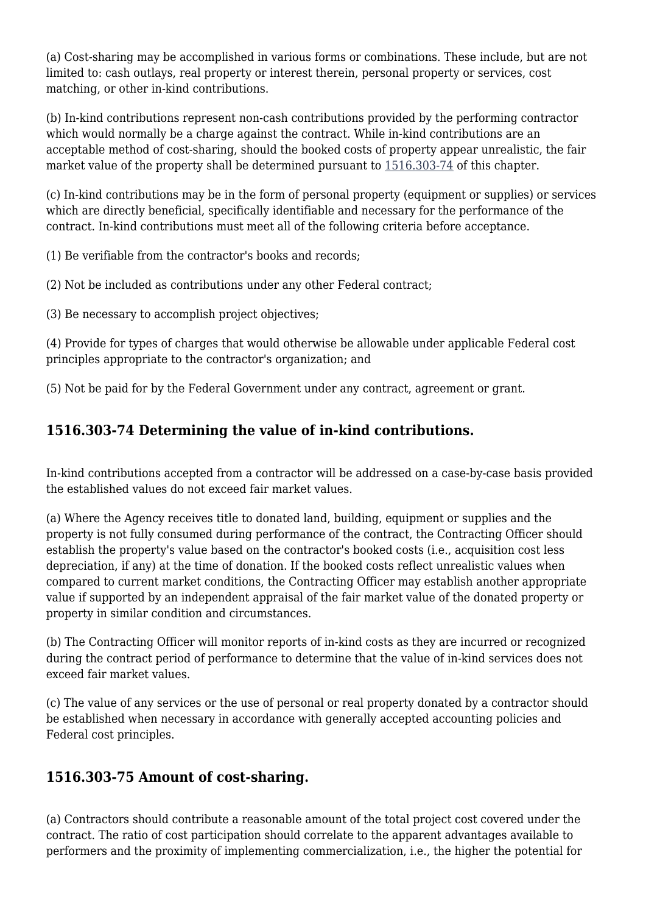(a) Cost-sharing may be accomplished in various forms or combinations. These include, but are not limited to: cash outlays, real property or interest therein, personal property or services, cost matching, or other in-kind contributions.

(b) In-kind contributions represent non-cash contributions provided by the performing contractor which would normally be a charge against the contract. While in-kind contributions are an acceptable method of cost-sharing, should the booked costs of property appear unrealistic, the fair market value of the property shall be determined pursuant to 1516.303-74 of this chapter.

(c) In-kind contributions may be in the form of personal property (equipment or supplies) or services which are directly beneficial, specifically identifiable and necessary for the performance of the contract. In-kind contributions must meet all of the following criteria before acceptance.

(1) Be verifiable from the contractor's books and records;

(2) Not be included as contributions under any other Federal contract;

(3) Be necessary to accomplish project objectives;

(4) Provide for types of charges that would otherwise be allowable under applicable Federal cost principles appropriate to the contractor's organization; and

(5) Not be paid for by the Federal Government under any contract, agreement or grant.

## 1516.303-74 Determining the value of in-kind contributions.

In-kind contributions accepted from a contractor will be addressed on a case-by-case basis provided the established values do not exceed fair market values.

(a) Where the Agency receives title to donated land, building, equipment or supplies and the property is not fully consumed during performance of the contract, the Contracting Officer should establish the property's value based on the contractor's booked costs (i.e., acquisition cost less depreciation, if any) at the time of donation. If the booked costs reflect unrealistic values when compared to current market conditions, the Contracting Officer may establish another appropriate value if supported by an independent appraisal of the fair market value of the donated property or property in similar condition and circumstances.

(b) The Contracting Officer will monitor reports of in-kind costs as they are incurred or recognized during the contract period of performance to determine that the value of in-kind services does not exceed fair market values.

(c) The value of any services or the use of personal or real property donated by a contractor should be established when necessary in accordance with generally accepted accounting policies and Federal cost principles.

## 1516.303-75 Amount of cost-sharing.

(a) Contractors should contribute a reasonable amount of the total project cost covered under the contract. The ratio of cost participation should correlate to the apparent advantages available to performers and the proximity of implementing commercialization, i.e., the higher the potential for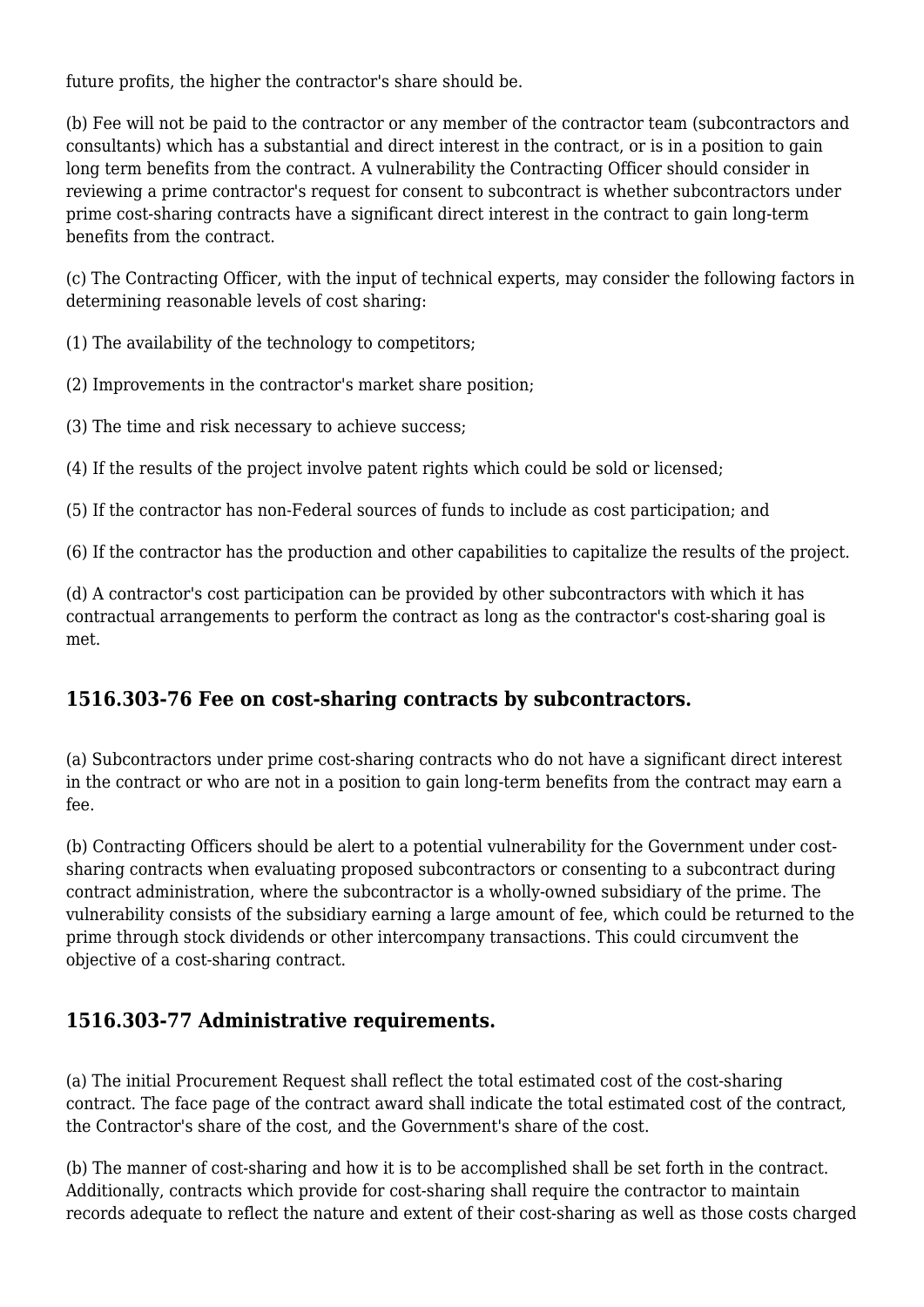future profits, the higher the contractor's share should be.

(b) Fee will not be paid to the contractor or any member of the contractor team (subcontractors and consultants) which has a substantial and direct interest in the contract, or is in a position to gain long term benefits from the contract. A vulnerability the Contracting Officer should consider in reviewing a prime contractor's request for consent to subcontract is whether subcontractors under prime cost-sharing contracts have a significant direct interest in the contract to gain long-term benefits from the contract.

(c) The Contracting Officer, with the input of technical experts, may consider the following factors in determining reasonable levels of cost sharing:

(1) The availability of the technology to competitors;

(2) Improvements in the contractor's market share position;

(3) The time and risk necessary to achieve success;

(4) If the results of the project involve patent rights which could be sold or licensed;

(5) If the contractor has non-Federal sources of funds to include as cost participation; and

(6) If the contractor has the production and other capabilities to capitalize the results of the project.

(d) A contractor's cost participation can be provided by other subcontractors with which it has contractual arrangements to perform the contract as long as the contractor's cost-sharing goal is met.

## 1516.303-76 Fee on cost-sharing contracts by subcontractors.

(a) Subcontractors under prime cost-sharing contracts who do not have a significant direct interest in the contract or who are not in a position to gain long-term benefits from the contract may earn a fee.

(b) Contracting Officers should be alert to a potential vulnerability for the Government under cost-sharing contracts when evaluating proposed subcontractors or consenting to a subcontract during contract administration, where the subcontractor is a wholly-owned subsidiary of the prime. The vulnerability consists of the subsidiary earning a large amount of fee, which could be returned to the prime through stock dividends or other intercompany transactions. This could circumvent the objective of a cost-sharing contract.

## 1516.303-77 Administrative requirements.

(a) The initial Procurement Request shall reflect the total estimated cost of the cost-sharing contract. The face page of the contract award shall indicate the total estimated cost of the contract, the Contractor's share of the cost, and the Government's share of the cost.

(b) The manner of cost-sharing and how it is to be accomplished shall be set forth in the contract. Additionally, contracts which provide for cost-sharing shall require the contractor to maintain records adequate to reflect the nature and extent of their cost-sharing as well as those costs charged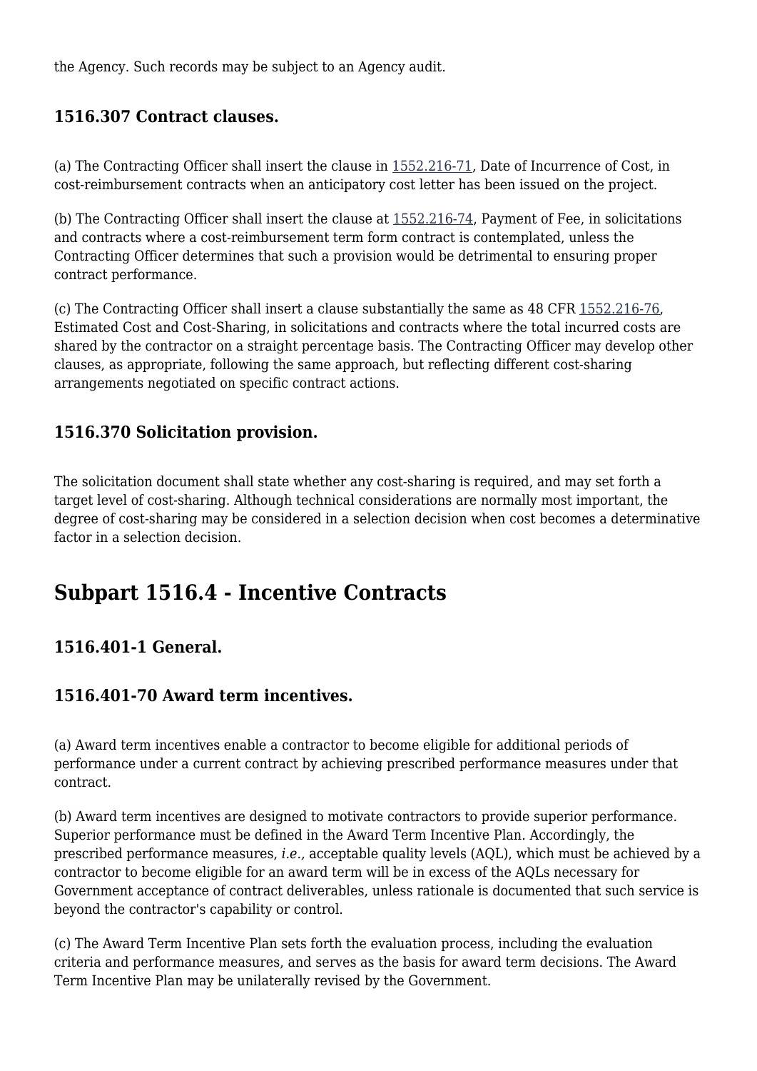the Agency. Such records may be subject to an Agency audit.

### 1516.307 Contract clauses.

(a) The Contracting Officer shall insert the clause in 1552.216-71, Date of Incurrence of Cost, in cost-reimbursement contracts when an anticipatory cost letter has been issued on the project.

(b) The Contracting Officer shall insert the clause at 1552.216-74, Payment of Fee, in solicitations and contracts where a cost-reimbursement term form contract is contemplated, unless the Contracting Officer determines that such a provision would be detrimental to ensuring proper contract performance.

(c) The Contracting Officer shall insert a clause substantially the same as 48 CFR 1552.216-76, Estimated Cost and Cost-Sharing, in solicitations and contracts where the total incurred costs are shared by the contractor on a straight percentage basis. The Contracting Officer may develop other clauses, as appropriate, following the same approach, but reflecting different cost-sharing arrangements negotiated on specific contract actions.

### 1516.370 Solicitation provision.

The solicitation document shall state whether any cost-sharing is required, and may set forth a target level of cost-sharing. Although technical considerations are normally most important, the degree of cost-sharing may be considered in a selection decision when cost becomes a determinative factor in a selection decision.

## Subpart 1516.4 - Incentive Contracts

### 1516.401-1 General.

### 1516.401-70 Award term incentives.

(a) Award term incentives enable a contractor to become eligible for additional periods of performance under a current contract by achieving prescribed performance measures under that contract.

(b) Award term incentives are designed to motivate contractors to provide superior performance. Superior performance must be defined in the Award Term Incentive Plan. Accordingly, the prescribed performance measures, *i.e.,* acceptable quality levels (AQL), which must be achieved by a contractor to become eligible for an award term will be in excess of the AQLs necessary for Government acceptance of contract deliverables, unless rationale is documented that such service is beyond the contractor's capability or control.

(c) The Award Term Incentive Plan sets forth the evaluation process, including the evaluation criteria and performance measures, and serves as the basis for award term decisions. The Award Term Incentive Plan may be unilaterally revised by the Government.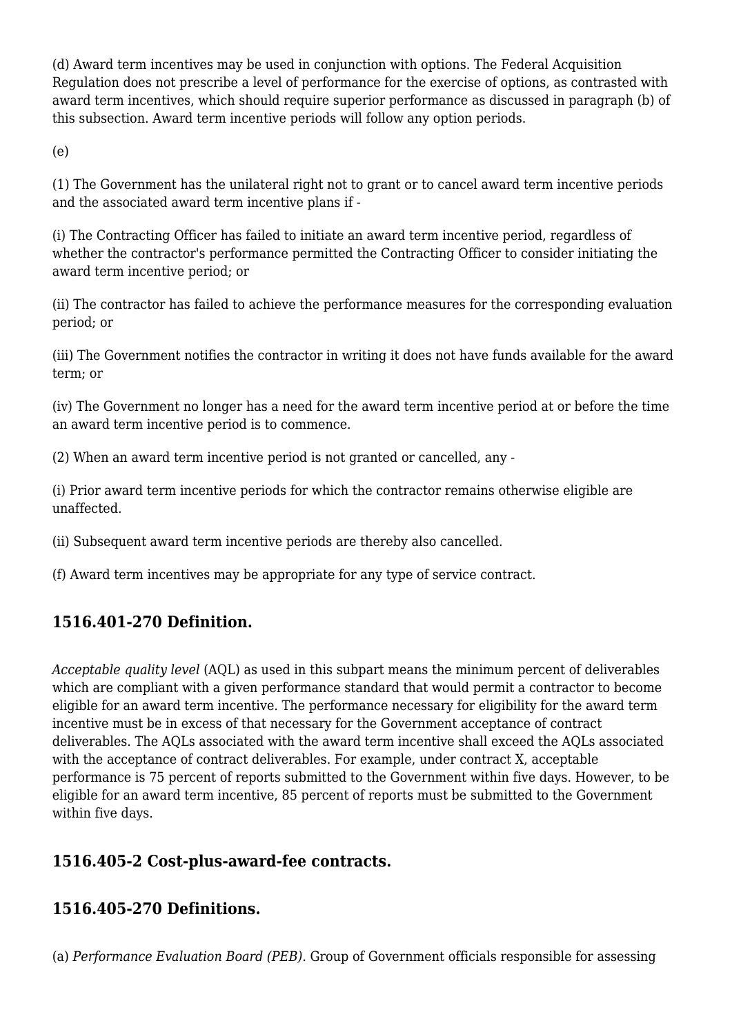(d) Award term incentives may be used in conjunction with options. The Federal Acquisition Regulation does not prescribe a level of performance for the exercise of options, as contrasted with award term incentives, which should require superior performance as discussed in paragraph (b) of this subsection. Award term incentive periods will follow any option periods.

(e)

(1) The Government has the unilateral right not to grant or to cancel award term incentive periods and the associated award term incentive plans if -

(i) The Contracting Officer has failed to initiate an award term incentive period, regardless of whether the contractor's performance permitted the Contracting Officer to consider initiating the award term incentive period; or

(ii) The contractor has failed to achieve the performance measures for the corresponding evaluation period; or

(iii) The Government notifies the contractor in writing it does not have funds available for the award term; or

(iv) The Government no longer has a need for the award term incentive period at or before the time an award term incentive period is to commence.

(2) When an award term incentive period is not granted or cancelled, any -

(i) Prior award term incentive periods for which the contractor remains otherwise eligible are unaffected.

(ii) Subsequent award term incentive periods are thereby also cancelled.

(f) Award term incentives may be appropriate for any type of service contract.

## 1516.401-270 Definition.

*Acceptable quality level* (AQL) as used in this subpart means the minimum percent of deliverables which are compliant with a given performance standard that would permit a contractor to become eligible for an award term incentive. The performance necessary for eligibility for the award term incentive must be in excess of that necessary for the Government acceptance of contract deliverables. The AQLs associated with the award term incentive shall exceed the AQLs associated with the acceptance of contract deliverables. For example, under contract X, acceptable performance is 75 percent of reports submitted to the Government within five days. However, to be eligible for an award term incentive, 85 percent of reports must be submitted to the Government within five days.

## 1516.405-2 Cost-plus-award-fee contracts.

## 1516.405-270 Definitions.

(a) *Performance Evaluation Board (PEB).* Group of Government officials responsible for assessing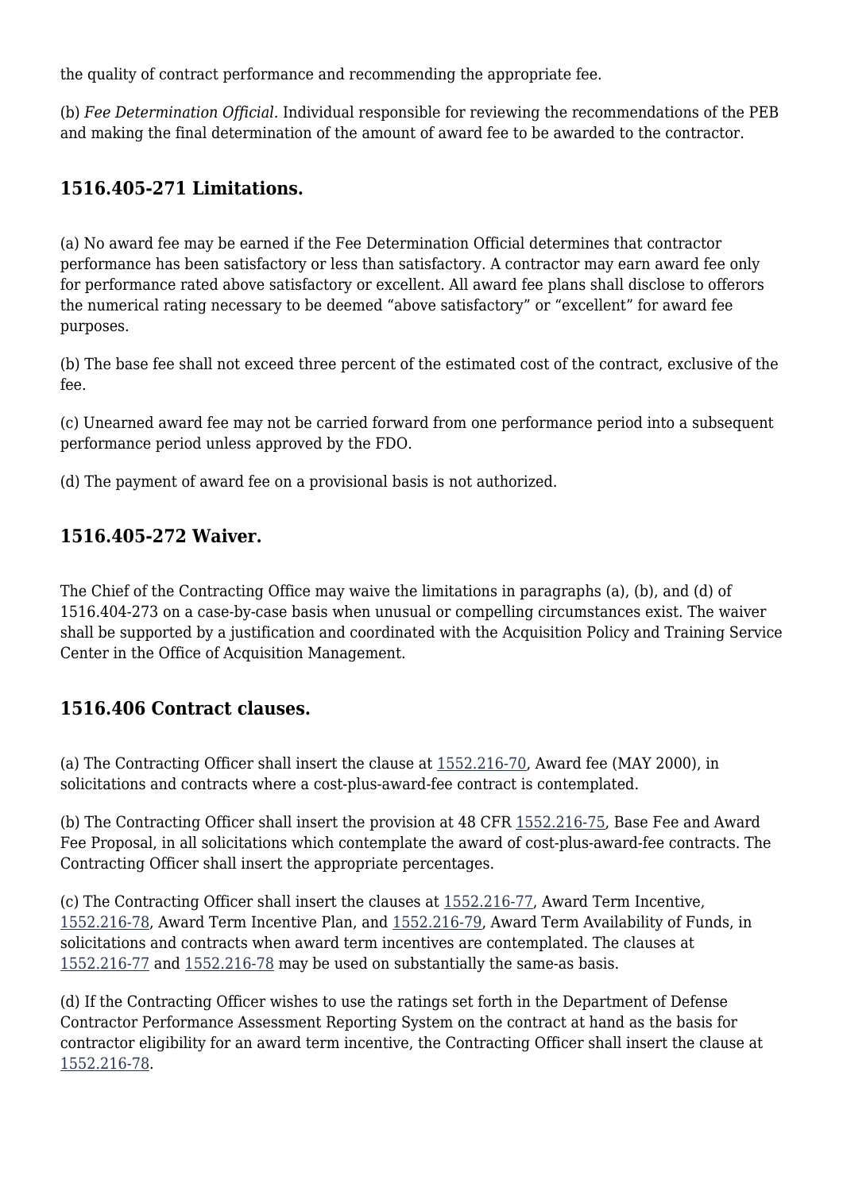the quality of contract performance and recommending the appropriate fee.

(b) *Fee Determination Official*. Individual responsible for reviewing the recommendations of the PEB and making the final determination of the amount of award fee to be awarded to the contractor.

### 1516.405-271 Limitations.

(a) No award fee may be earned if the Fee Determination Official determines that contractor performance has been satisfactory or less than satisfactory. A contractor may earn award fee only for performance rated above satisfactory or excellent. All award fee plans shall disclose to offerors the numerical rating necessary to be deemed “above satisfactory” or “excellent” for award fee purposes.

(b) The base fee shall not exceed three percent of the estimated cost of the contract, exclusive of the fee.

(c) Unearned award fee may not be carried forward from one performance period into a subsequent performance period unless approved by the FDO.

(d) The payment of award fee on a provisional basis is not authorized.

### 1516.405-272 Waiver.

The Chief of the Contracting Office may waive the limitations in paragraphs (a), (b), and (d) of 1516.404-273 on a case-by-case basis when unusual or compelling circumstances exist. The waiver shall be supported by a justification and coordinated with the Acquisition Policy and Training Service Center in the Office of Acquisition Management.

### 1516.406 Contract clauses.

(a) The Contracting Officer shall insert the clause at 1552.216-70, Award fee (MAY 2000), in solicitations and contracts where a cost-plus-award-fee contract is contemplated.

(b) The Contracting Officer shall insert the provision at 48 CFR 1552.216-75, Base Fee and Award Fee Proposal, in all solicitations which contemplate the award of cost-plus-award-fee contracts. The Contracting Officer shall insert the appropriate percentages.

(c) The Contracting Officer shall insert the clauses at 1552.216-77, Award Term Incentive, 1552.216-78, Award Term Incentive Plan, and 1552.216-79, Award Term Availability of Funds, in solicitations and contracts when award term incentives are contemplated. The clauses at 1552.216-77 and 1552.216-78 may be used on substantially the same-as basis.

(d) If the Contracting Officer wishes to use the ratings set forth in the Department of Defense Contractor Performance Assessment Reporting System on the contract at hand as the basis for contractor eligibility for an award term incentive, the Contracting Officer shall insert the clause at 1552.216-78.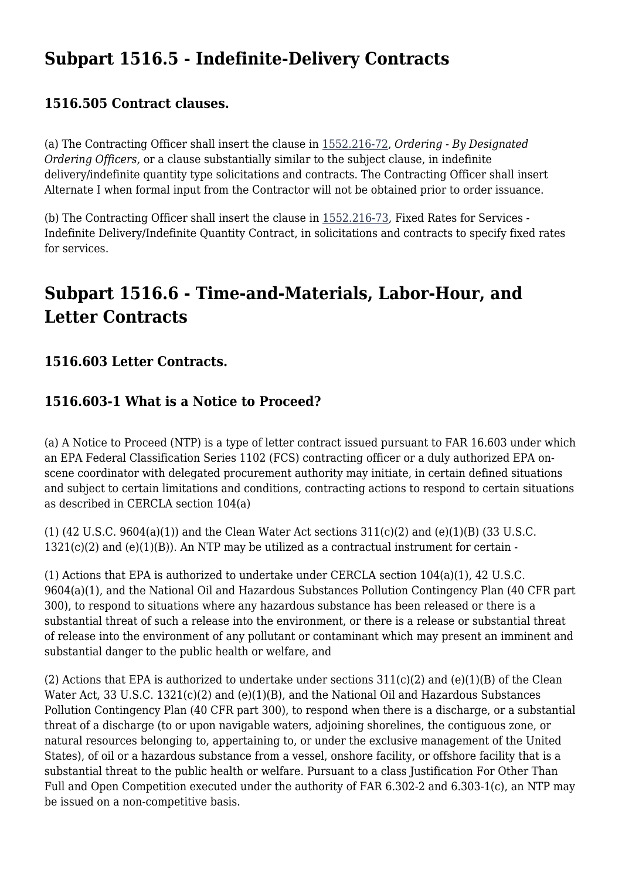## Subpart 1516.5 - Indefinite-Delivery Contracts

### 1516.505 Contract clauses.

(a) The Contracting Officer shall insert the clause in 1552.216-72, *Ordering - By Designated Ordering Officers,* or a clause substantially similar to the subject clause, in indefinite delivery/indefinite quantity type solicitations and contracts. The Contracting Officer shall insert Alternate I when formal input from the Contractor will not be obtained prior to order issuance.

(b) The Contracting Officer shall insert the clause in 1552.216-73, Fixed Rates for Services - Indefinite Delivery/Indefinite Quantity Contract, in solicitations and contracts to specify fixed rates for services.

## Subpart 1516.6 - Time-and-Materials, Labor-Hour, and Letter Contracts

### 1516.603 Letter Contracts.

### 1516.603-1 What is a Notice to Proceed?

(a) A Notice to Proceed (NTP) is a type of letter contract issued pursuant to FAR 16.603 under which an EPA Federal Classification Series 1102 (FCS) contracting officer or a duly authorized EPA on-scene coordinator with delegated procurement authority may initiate, in certain defined situations and subject to certain limitations and conditions, contracting actions to respond to certain situations as described in CERCLA section 104(a)

(1) (42 U.S.C. 9604(a)(1)) and the Clean Water Act sections 311(c)(2) and (e)(1)(B) (33 U.S.C. 1321(c)(2) and (e)(1)(B)). An NTP may be utilized as a contractual instrument for certain -

(1) Actions that EPA is authorized to undertake under CERCLA section 104(a)(1), 42 U.S.C. 9604(a)(1), and the National Oil and Hazardous Substances Pollution Contingency Plan (40 CFR part 300), to respond to situations where any hazardous substance has been released or there is a substantial threat of such a release into the environment, or there is a release or substantial threat of release into the environment of any pollutant or contaminant which may present an imminent and substantial danger to the public health or welfare, and

(2) Actions that EPA is authorized to undertake under sections 311(c)(2) and (e)(1)(B) of the Clean Water Act, 33 U.S.C. 1321(c)(2) and (e)(1)(B), and the National Oil and Hazardous Substances Pollution Contingency Plan (40 CFR part 300), to respond when there is a discharge, or a substantial threat of a discharge (to or upon navigable waters, adjoining shorelines, the contiguous zone, or natural resources belonging to, appertaining to, or under the exclusive management of the United States), of oil or a hazardous substance from a vessel, onshore facility, or offshore facility that is a substantial threat to the public health or welfare. Pursuant to a class Justification For Other Than Full and Open Competition executed under the authority of FAR 6.302-2 and 6.303-1(c), an NTP may be issued on a non-competitive basis.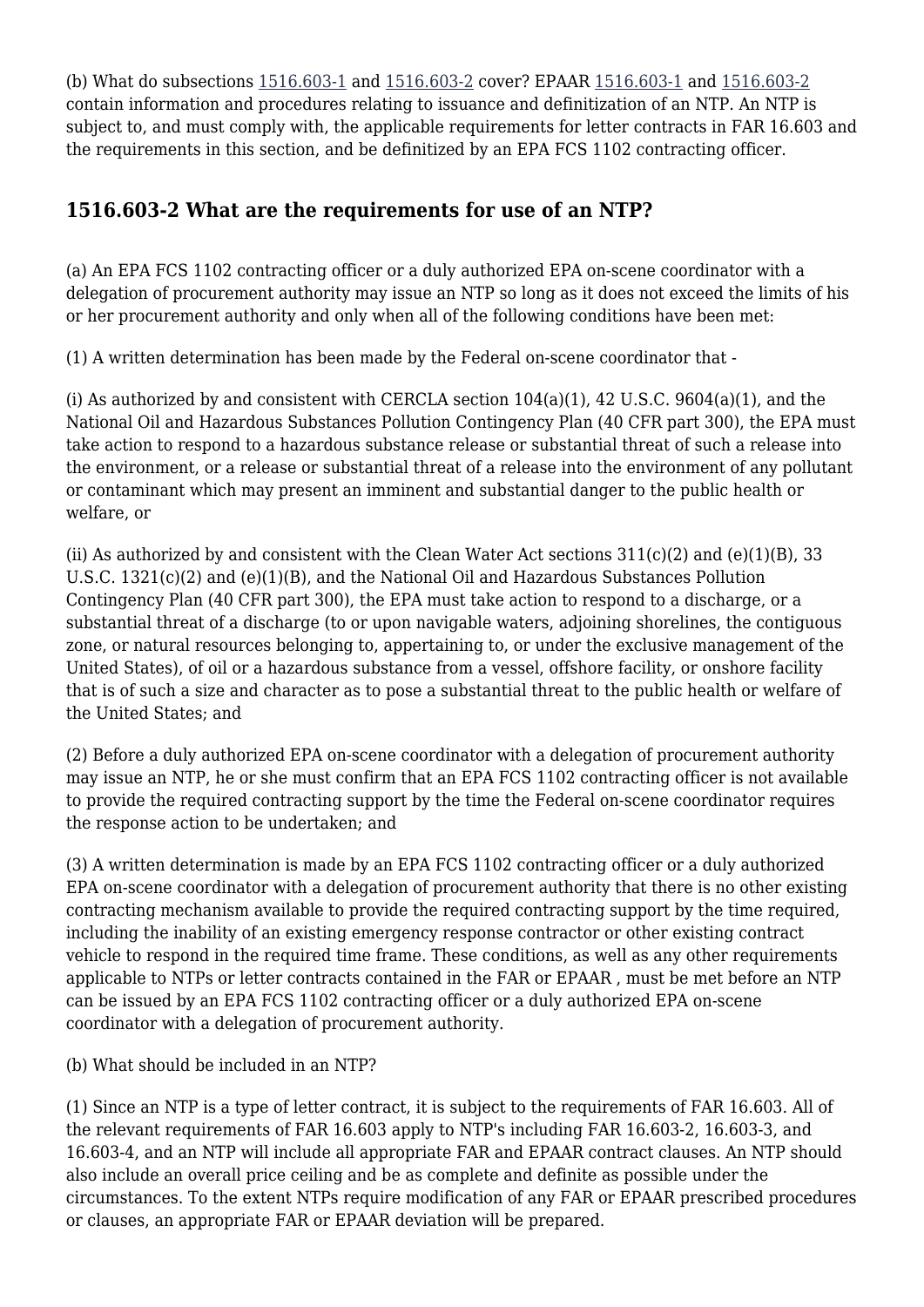(b) What do subsections 1516.603-1 and 1516.603-2 cover? EPAAR 1516.603-1 and 1516.603-2 contain information and procedures relating to issuance and definitization of an NTP. An NTP is subject to, and must comply with, the applicable requirements for letter contracts in FAR 16.603 and the requirements in this section, and be definitized by an EPA FCS 1102 contracting officer.

## 1516.603-2 What are the requirements for use of an NTP?

(a) An EPA FCS 1102 contracting officer or a duly authorized EPA on-scene coordinator with a delegation of procurement authority may issue an NTP so long as it does not exceed the limits of his or her procurement authority and only when all of the following conditions have been met:

(1) A written determination has been made by the Federal on-scene coordinator that -

(i) As authorized by and consistent with CERCLA section 104(a)(1), 42 U.S.C. 9604(a)(1), and the National Oil and Hazardous Substances Pollution Contingency Plan (40 CFR part 300), the EPA must take action to respond to a hazardous substance release or substantial threat of such a release into the environment, or a release or substantial threat of a release into the environment of any pollutant or contaminant which may present an imminent and substantial danger to the public health or welfare, or

(ii) As authorized by and consistent with the Clean Water Act sections 311(c)(2) and (e)(1)(B), 33 U.S.C. 1321(c)(2) and (e)(1)(B), and the National Oil and Hazardous Substances Pollution Contingency Plan (40 CFR part 300), the EPA must take action to respond to a discharge, or a substantial threat of a discharge (to or upon navigable waters, adjoining shorelines, the contiguous zone, or natural resources belonging to, appertaining to, or under the exclusive management of the United States), of oil or a hazardous substance from a vessel, offshore facility, or onshore facility that is of such a size and character as to pose a substantial threat to the public health or welfare of the United States; and

(2) Before a duly authorized EPA on-scene coordinator with a delegation of procurement authority may issue an NTP, he or she must confirm that an EPA FCS 1102 contracting officer is not available to provide the required contracting support by the time the Federal on-scene coordinator requires the response action to be undertaken; and

(3) A written determination is made by an EPA FCS 1102 contracting officer or a duly authorized EPA on-scene coordinator with a delegation of procurement authority that there is no other existing contracting mechanism available to provide the required contracting support by the time required, including the inability of an existing emergency response contractor or other existing contract vehicle to respond in the required time frame. These conditions, as well as any other requirements applicable to NTPs or letter contracts contained in the FAR or EPAAR , must be met before an NTP can be issued by an EPA FCS 1102 contracting officer or a duly authorized EPA on-scene coordinator with a delegation of procurement authority.

(b) What should be included in an NTP?

(1) Since an NTP is a type of letter contract, it is subject to the requirements of FAR 16.603. All of the relevant requirements of FAR 16.603 apply to NTP's including FAR 16.603-2, 16.603-3, and 16.603-4, and an NTP will include all appropriate FAR and EPAAR contract clauses. An NTP should also include an overall price ceiling and be as complete and definite as possible under the circumstances. To the extent NTPs require modification of any FAR or EPAAR prescribed procedures or clauses, an appropriate FAR or EPAAR deviation will be prepared.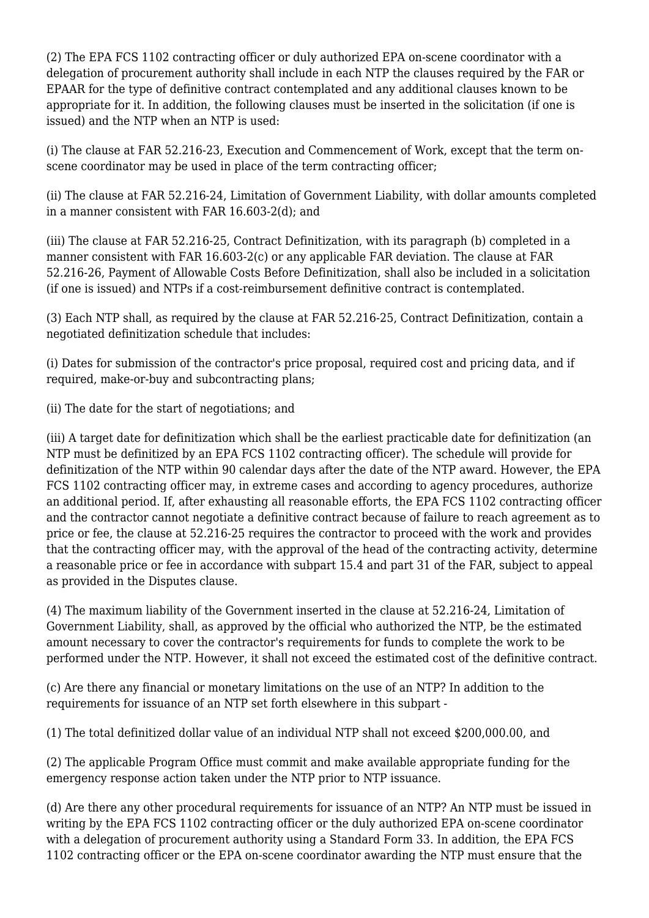(2) The EPA FCS 1102 contracting officer or duly authorized EPA on-scene coordinator with a delegation of procurement authority shall include in each NTP the clauses required by the FAR or EPAAR for the type of definitive contract contemplated and any additional clauses known to be appropriate for it. In addition, the following clauses must be inserted in the solicitation (if one is issued) and the NTP when an NTP is used:

(i) The clause at FAR 52.216-23, Execution and Commencement of Work, except that the term on-scene coordinator may be used in place of the term contracting officer;

(ii) The clause at FAR 52.216-24, Limitation of Government Liability, with dollar amounts completed in a manner consistent with FAR 16.603-2(d); and

(iii) The clause at FAR 52.216-25, Contract Definitization, with its paragraph (b) completed in a manner consistent with FAR 16.603-2(c) or any applicable FAR deviation. The clause at FAR 52.216-26, Payment of Allowable Costs Before Definitization, shall also be included in a solicitation (if one is issued) and NTPs if a cost-reimbursement definitive contract is contemplated.

(3) Each NTP shall, as required by the clause at FAR 52.216-25, Contract Definitization, contain a negotiated definitization schedule that includes:

(i) Dates for submission of the contractor's price proposal, required cost and pricing data, and if required, make-or-buy and subcontracting plans;

(ii) The date for the start of negotiations; and

(iii) A target date for definitization which shall be the earliest practicable date for definitization (an NTP must be definitized by an EPA FCS 1102 contracting officer). The schedule will provide for definitization of the NTP within 90 calendar days after the date of the NTP award. However, the EPA FCS 1102 contracting officer may, in extreme cases and according to agency procedures, authorize an additional period. If, after exhausting all reasonable efforts, the EPA FCS 1102 contracting officer and the contractor cannot negotiate a definitive contract because of failure to reach agreement as to price or fee, the clause at 52.216-25 requires the contractor to proceed with the work and provides that the contracting officer may, with the approval of the head of the contracting activity, determine a reasonable price or fee in accordance with subpart 15.4 and part 31 of the FAR, subject to appeal as provided in the Disputes clause.

(4) The maximum liability of the Government inserted in the clause at 52.216-24, Limitation of Government Liability, shall, as approved by the official who authorized the NTP, be the estimated amount necessary to cover the contractor's requirements for funds to complete the work to be performed under the NTP. However, it shall not exceed the estimated cost of the definitive contract.

(c) Are there any financial or monetary limitations on the use of an NTP? In addition to the requirements for issuance of an NTP set forth elsewhere in this subpart -

(1) The total definitized dollar value of an individual NTP shall not exceed $200,000.00, and

(2) The applicable Program Office must commit and make available appropriate funding for the emergency response action taken under the NTP prior to NTP issuance.

(d) Are there any other procedural requirements for issuance of an NTP? An NTP must be issued in writing by the EPA FCS 1102 contracting officer or the duly authorized EPA on-scene coordinator with a delegation of procurement authority using a Standard Form 33. In addition, the EPA FCS 1102 contracting officer or the EPA on-scene coordinator awarding the NTP must ensure that the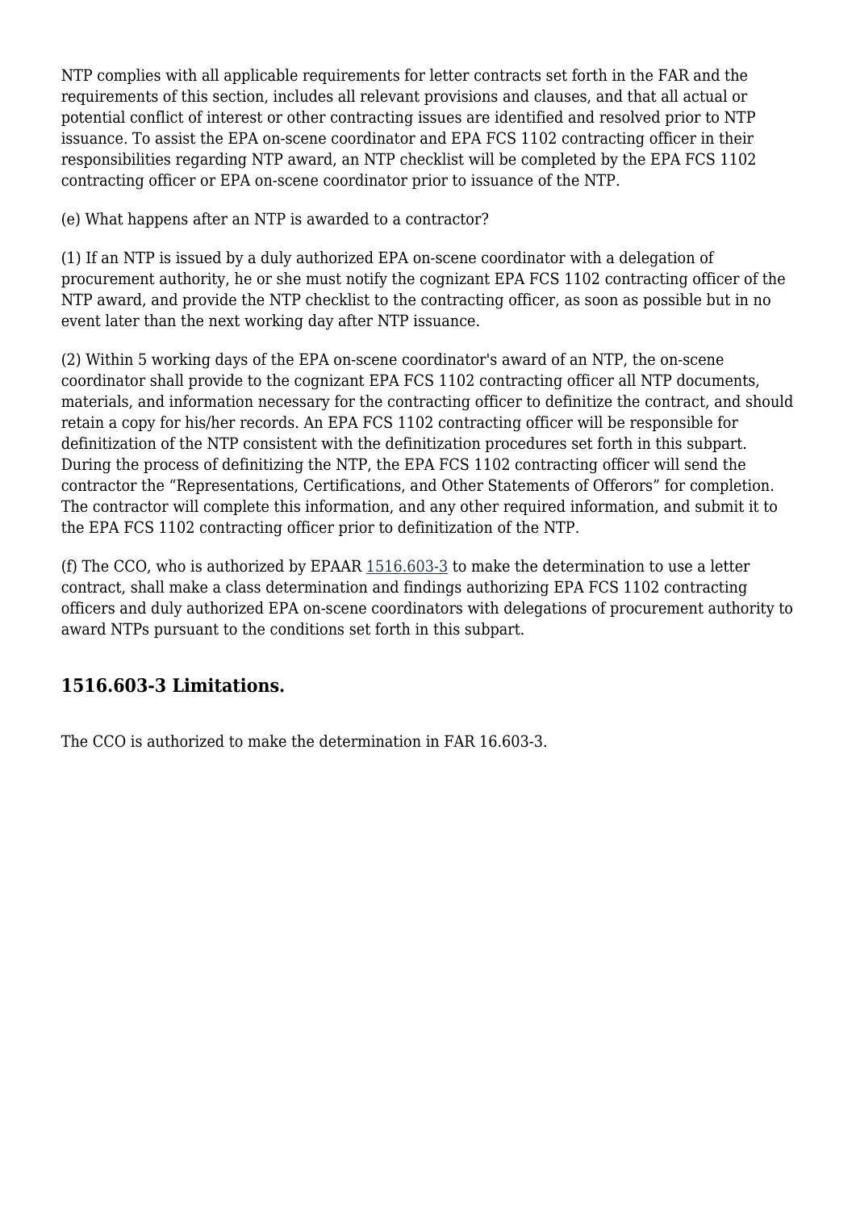NTP complies with all applicable requirements for letter contracts set forth in the FAR and the requirements of this section, includes all relevant provisions and clauses, and that all actual or potential conflict of interest or other contracting issues are identified and resolved prior to NTP issuance. To assist the EPA on-scene coordinator and EPA FCS 1102 contracting officer in their responsibilities regarding NTP award, an NTP checklist will be completed by the EPA FCS 1102 contracting officer or EPA on-scene coordinator prior to issuance of the NTP.

(e) What happens after an NTP is awarded to a contractor?

(1) If an NTP is issued by a duly authorized EPA on-scene coordinator with a delegation of procurement authority, he or she must notify the cognizant EPA FCS 1102 contracting officer of the NTP award, and provide the NTP checklist to the contracting officer, as soon as possible but in no event later than the next working day after NTP issuance.

(2) Within 5 working days of the EPA on-scene coordinator's award of an NTP, the on-scene coordinator shall provide to the cognizant EPA FCS 1102 contracting officer all NTP documents, materials, and information necessary for the contracting officer to definitize the contract, and should retain a copy for his/her records. An EPA FCS 1102 contracting officer will be responsible for definitization of the NTP consistent with the definitization procedures set forth in this subpart. During the process of definitizing the NTP, the EPA FCS 1102 contracting officer will send the contractor the “Representations, Certifications, and Other Statements of Offerors” for completion. The contractor will complete this information, and any other required information, and submit it to the EPA FCS 1102 contracting officer prior to definitization of the NTP.

(f) The CCO, who is authorized by EPAAR 1516.603-3 to make the determination to use a letter contract, shall make a class determination and findings authorizing EPA FCS 1102 contracting officers and duly authorized EPA on-scene coordinators with delegations of procurement authority to award NTPs pursuant to the conditions set forth in this subpart.

## 1516.603-3 Limitations.

The CCO is authorized to make the determination in FAR 16.603-3.